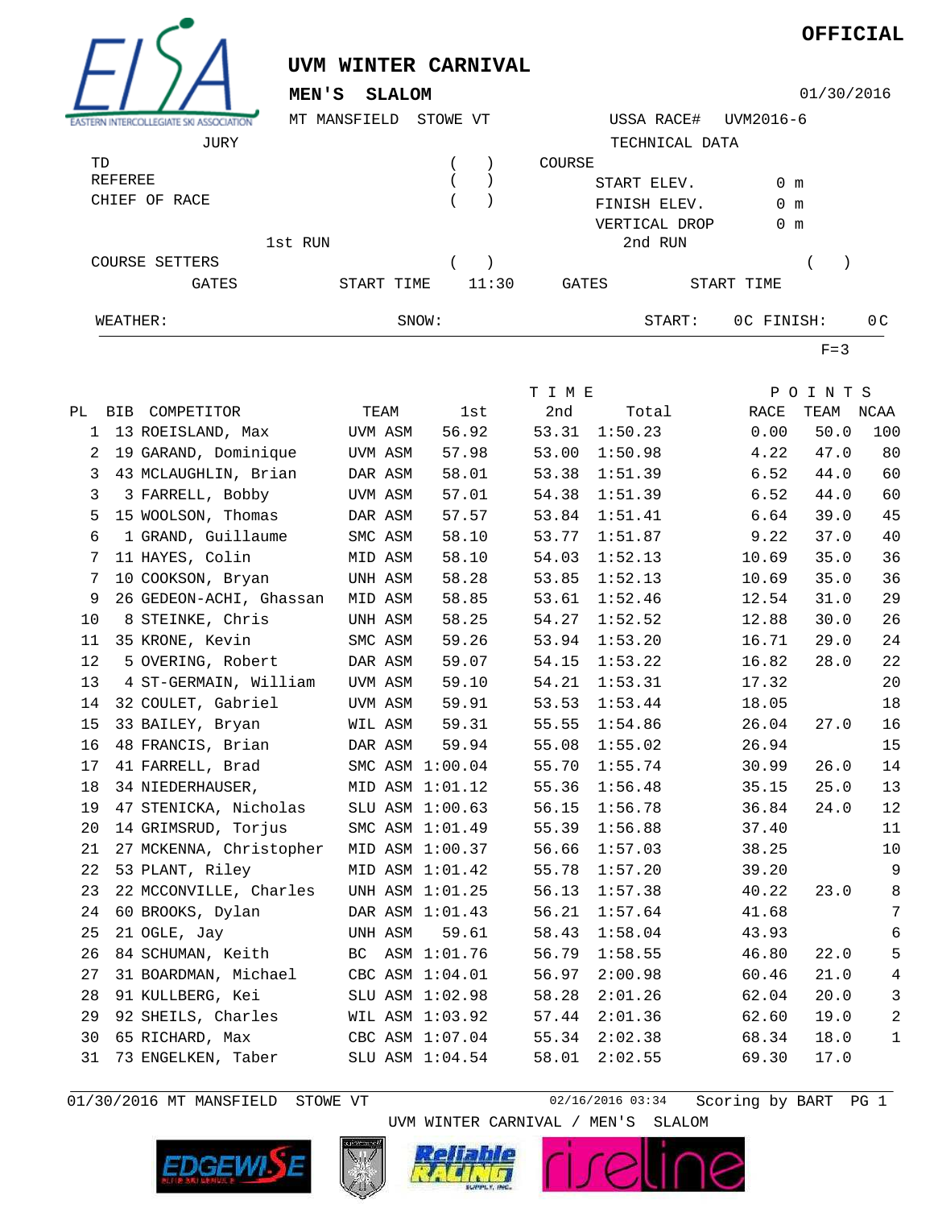**OFFICIAL**

# UVM WINTER CARNIVAL

## MEN'S SLALOM

01/30/2016

MT MANSFIELD STOWE VT

USSA RACE# UVM2016-6

JURY

TD ( )
REFEREE ( )
CHIEF OF RACE ( )

TECHNICAL DATA

COURSE
START ELEV. 0 m
FINISH ELEV. 0 m
VERTICAL DROP 0 m

1st RUN

COURSE SETTERS ( )
GATES START TIME 11:30

2nd RUN

( )
GATES START TIME

WEATHER: SNOW: START: 0C FINISH: 0C

F=3

| PL | BIB | COMPETITOR | TEAM | 1st | 2nd | Total | RACE | TEAM | NCAA |
|---|---|---|---|---|---|---|---|---|---|
| | | | | T I M E | | | P O I N T S | | |
| 1 | 13 | ROEISLAND, Max | UVM ASM | 56.92 | 53.31 | 1:50.23 | 0.00 | 50.0 | 100 |
| 2 | 19 | GARAND, Dominique | UVM ASM | 57.98 | 53.00 | 1:50.98 | 4.22 | 47.0 | 80 |
| 3 | 43 | MCLAUGHLIN, Brian | DAR ASM | 58.01 | 53.38 | 1:51.39 | 6.52 | 44.0 | 60 |
| 3 | 3 | FARRELL, Bobby | UVM ASM | 57.01 | 54.38 | 1:51.39 | 6.52 | 44.0 | 60 |
| 5 | 15 | WOOLSON, Thomas | DAR ASM | 57.57 | 53.84 | 1:51.41 | 6.64 | 39.0 | 45 |
| 6 | 1 | GRAND, Guillaume | SMC ASM | 58.10 | 53.77 | 1:51.87 | 9.22 | 37.0 | 40 |
| 7 | 11 | HAYES, Colin | MID ASM | 58.10 | 54.03 | 1:52.13 | 10.69 | 35.0 | 36 |
| 7 | 10 | COOKSON, Bryan | UNH ASM | 58.28 | 53.85 | 1:52.13 | 10.69 | 35.0 | 36 |
| 9 | 26 | GEDEON-ACHI, Ghassan | MID ASM | 58.85 | 53.61 | 1:52.46 | 12.54 | 31.0 | 29 |
| 10 | 8 | STEINKE, Chris | UNH ASM | 58.25 | 54.27 | 1:52.52 | 12.88 | 30.0 | 26 |
| 11 | 35 | KRONE, Kevin | SMC ASM | 59.26 | 53.94 | 1:53.20 | 16.71 | 29.0 | 24 |
| 12 | 5 | OVERING, Robert | DAR ASM | 59.07 | 54.15 | 1:53.22 | 16.82 | 28.0 | 22 |
| 13 | 4 | ST-GERMAIN, William | UVM ASM | 59.10 | 54.21 | 1:53.31 | 17.32 | | 20 |
| 14 | 32 | COULET, Gabriel | UVM ASM | 59.91 | 53.53 | 1:53.44 | 18.05 | | 18 |
| 15 | 33 | BAILEY, Bryan | WIL ASM | 59.31 | 55.55 | 1:54.86 | 26.04 | 27.0 | 16 |
| 16 | 48 | FRANCIS, Brian | DAR ASM | 59.94 | 55.08 | 1:55.02 | 26.94 | | 15 |
| 17 | 41 | FARRELL, Brad | SMC ASM | 1:00.04 | 55.70 | 1:55.74 | 30.99 | 26.0 | 14 |
| 18 | 34 | NIEDERHAUSER, | MID ASM | 1:01.12 | 55.36 | 1:56.48 | 35.15 | 25.0 | 13 |
| 19 | 47 | STENICKA, Nicholas | SLU ASM | 1:00.63 | 56.15 | 1:56.78 | 36.84 | 24.0 | 12 |
| 20 | 14 | GRIMSRUD, Torjus | SMC ASM | 1:01.49 | 55.39 | 1:56.88 | 37.40 | | 11 |
| 21 | 27 | MCKENNA, Christopher | MID ASM | 1:00.37 | 56.66 | 1:57.03 | 38.25 | | 10 |
| 22 | 53 | PLANT, Riley | MID ASM | 1:01.42 | 55.78 | 1:57.20 | 39.20 | | 9 |
| 23 | 22 | MCCONVILLE, Charles | UNH ASM | 1:01.25 | 56.13 | 1:57.38 | 40.22 | 23.0 | 8 |
| 24 | 60 | BROOKS, Dylan | DAR ASM | 1:01.43 | 56.21 | 1:57.64 | 41.68 | | 7 |
| 25 | 21 | OGLE, Jay | UNH ASM | 59.61 | 58.43 | 1:58.04 | 43.93 | | 6 |
| 26 | 84 | SCHUMAN, Keith | BC ASM | 1:01.76 | 56.79 | 1:58.55 | 46.80 | 22.0 | 5 |
| 27 | 31 | BOARDMAN, Michael | CBC ASM | 1:04.01 | 56.97 | 2:00.98 | 60.46 | 21.0 | 4 |
| 28 | 91 | KULLBERG, Kei | SLU ASM | 1:02.98 | 58.28 | 2:01.26 | 62.04 | 20.0 | 3 |
| 29 | 92 | SHEILS, Charles | WIL ASM | 1:03.92 | 57.44 | 2:01.36 | 62.60 | 19.0 | 2 |
| 30 | 65 | RICHARD, Max | CBC ASM | 1:07.04 | 55.34 | 2:02.38 | 68.34 | 18.0 | 1 |
| 31 | 73 | ENGELKEN, Taber | SLU ASM | 1:04.54 | 58.01 | 2:02.55 | 69.30 | 17.0 | |

01/30/2016 MT MANSFIELD STOWE VT 02/16/2016 03:34 Scoring by BART

UVM WINTER CARNIVAL / MEN'S SLALOM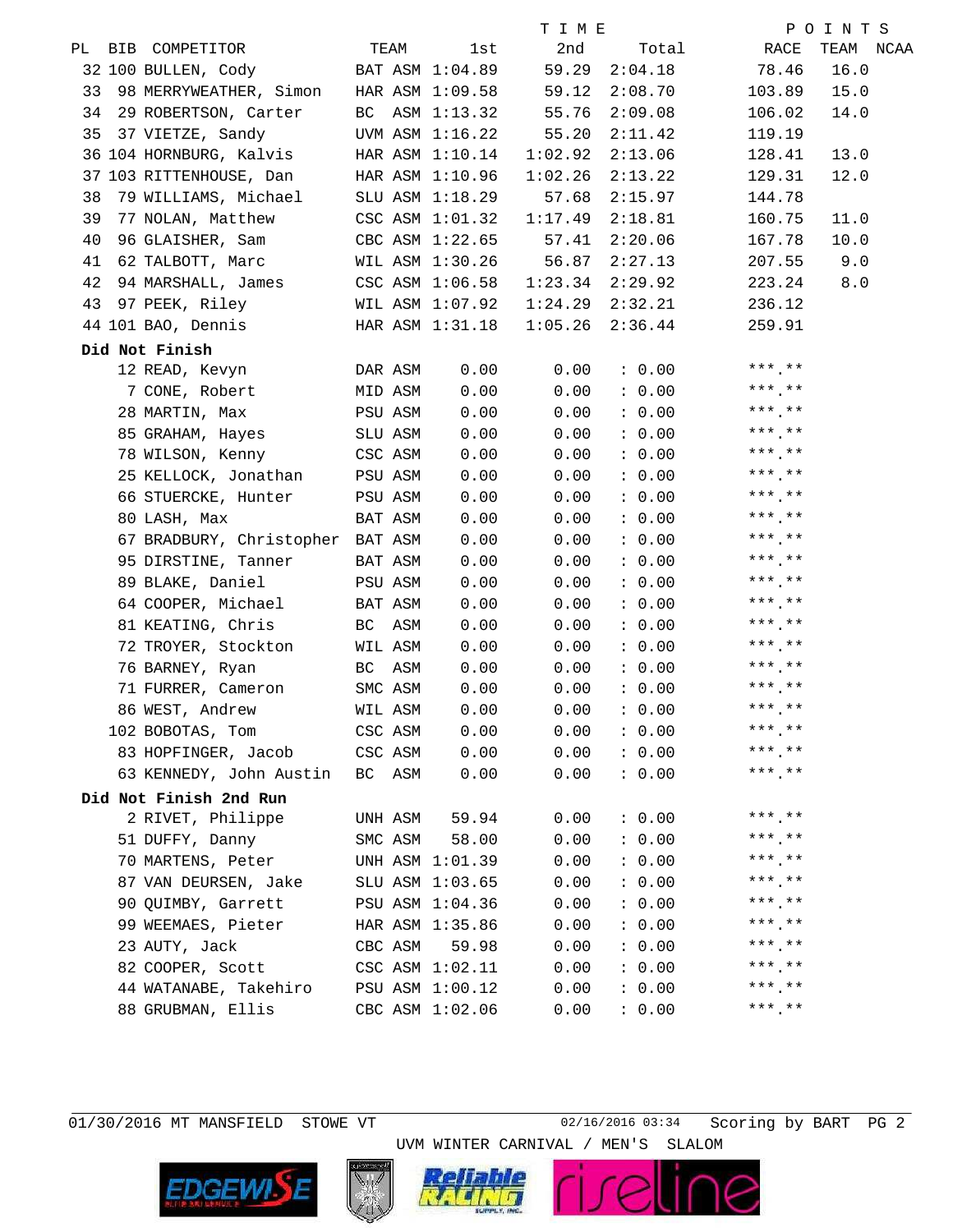| PL | BIB | COMPETITOR | TEAM | | TIME 1st | 2nd | Total | POINTS RACE | TEAM | NCAA |
|---|---|---|---|---|---|---|---|---|---|---|
| 32 | 100 | BULLEN, Cody | BAT | ASM | 1:04.89 | 59.29 | 2:04.18 | 78.46 | 16.0 | |
| 33 | 98 | MERRYWEATHER, Simon | HAR | ASM | 1:09.58 | 59.12 | 2:08.70 | 103.89 | 15.0 | |
| 34 | 29 | ROBERTSON, Carter | BC | ASM | 1:13.32 | 55.76 | 2:09.08 | 106.02 | 14.0 | |
| 35 | 37 | VIETZE, Sandy | UVM | ASM | 1:16.22 | 55.20 | 2:11.42 | 119.19 | | |
| 36 | 104 | HORNBURG, Kalvis | HAR | ASM | 1:10.14 | 1:02.92 | 2:13.06 | 128.41 | 13.0 | |
| 37 | 103 | RITTENHOUSE, Dan | HAR | ASM | 1:10.96 | 1:02.26 | 2:13.22 | 129.31 | 12.0 | |
| 38 | 79 | WILLIAMS, Michael | SLU | ASM | 1:18.29 | 57.68 | 2:15.97 | 144.78 | | |
| 39 | 77 | NOLAN, Matthew | CSC | ASM | 1:01.32 | 1:17.49 | 2:18.81 | 160.75 | 11.0 | |
| 40 | 96 | GLAISHER, Sam | CBC | ASM | 1:22.65 | 57.41 | 2:20.06 | 167.78 | 10.0 | |
| 41 | 62 | TALBOTT, Marc | WIL | ASM | 1:30.26 | 56.87 | 2:27.13 | 207.55 | 9.0 | |
| 42 | 94 | MARSHALL, James | CSC | ASM | 1:06.58 | 1:23.34 | 2:29.92 | 223.24 | 8.0 | |
| 43 | 97 | PEEK, Riley | WIL | ASM | 1:07.92 | 1:24.29 | 2:32.21 | 236.12 | | |
| 44 | 101 | BAO, Dennis | HAR | ASM | 1:31.18 | 1:05.26 | 2:36.44 | 259.91 | | |
| **Did Not Finish** | | | | | | | | | | |
| | 12 | READ, Kevyn | DAR | ASM | 0.00 | 0.00 | : 0.00 | ***.** | | |
| | 7 | CONE, Robert | MID | ASM | 0.00 | 0.00 | : 0.00 | ***.** | | |
| | 28 | MARTIN, Max | PSU | ASM | 0.00 | 0.00 | : 0.00 | ***.** | | |
| | 85 | GRAHAM, Hayes | SLU | ASM | 0.00 | 0.00 | : 0.00 | ***.** | | |
| | 78 | WILSON, Kenny | CSC | ASM | 0.00 | 0.00 | : 0.00 | ***.** | | |
| | 25 | KELLOCK, Jonathan | PSU | ASM | 0.00 | 0.00 | : 0.00 | ***.** | | |
| | 66 | STUERCKE, Hunter | PSU | ASM | 0.00 | 0.00 | : 0.00 | ***.** | | |
| | 80 | LASH, Max | BAT | ASM | 0.00 | 0.00 | : 0.00 | ***.** | | |
| | 67 | BRADBURY, Christopher | BAT | ASM | 0.00 | 0.00 | : 0.00 | ***.** | | |
| | 95 | DIRSTINE, Tanner | BAT | ASM | 0.00 | 0.00 | : 0.00 | ***.** | | |
| | 89 | BLAKE, Daniel | PSU | ASM | 0.00 | 0.00 | : 0.00 | ***.** | | |
| | 64 | COOPER, Michael | BAT | ASM | 0.00 | 0.00 | : 0.00 | ***.** | | |
| | 81 | KEATING, Chris | BC | ASM | 0.00 | 0.00 | : 0.00 | ***.** | | |
| | 72 | TROYER, Stockton | WIL | ASM | 0.00 | 0.00 | : 0.00 | ***.** | | |
| | 76 | BARNEY, Ryan | BC | ASM | 0.00 | 0.00 | : 0.00 | ***.** | | |
| | 71 | FURRER, Cameron | SMC | ASM | 0.00 | 0.00 | : 0.00 | ***.** | | |
| | 86 | WEST, Andrew | WIL | ASM | 0.00 | 0.00 | : 0.00 | ***.** | | |
| | 102 | BOBOTAS, Tom | CSC | ASM | 0.00 | 0.00 | : 0.00 | ***.** | | |
| | 83 | HOPFINGER, Jacob | CSC | ASM | 0.00 | 0.00 | : 0.00 | ***.** | | |
| | 63 | KENNEDY, John Austin | BC | ASM | 0.00 | 0.00 | : 0.00 | ***.** | | |
| **Did Not Finish 2nd Run** | | | | | | | | | | |
| | 2 | RIVET, Philippe | UNH | ASM | 59.94 | 0.00 | : 0.00 | ***.** | | |
| | 51 | DUFFY, Danny | SMC | ASM | 58.00 | 0.00 | : 0.00 | ***.** | | |
| | 70 | MARTENS, Peter | UNH | ASM | 1:01.39 | 0.00 | : 0.00 | ***.** | | |
| | 87 | VAN DEURSEN, Jake | SLU | ASM | 1:03.65 | 0.00 | : 0.00 | ***.** | | |
| | 90 | QUIMBY, Garrett | PSU | ASM | 1:04.36 | 0.00 | : 0.00 | ***.** | | |
| | 99 | WEEMAES, Pieter | HAR | ASM | 1:35.86 | 0.00 | : 0.00 | ***.** | | |
| | 23 | AUTY, Jack | CBC | ASM | 59.98 | 0.00 | : 0.00 | ***.** | | |
| | 82 | COOPER, Scott | CSC | ASM | 1:02.11 | 0.00 | : 0.00 | ***.** | | |
| | 44 | WATANABE, Takehiro | PSU | ASM | 1:00.12 | 0.00 | : 0.00 | ***.** | | |
| | 88 | GRUBMAN, Ellis | CBC | ASM | 1:02.06 | 0.00 | : 0.00 | ***.** | | |

01/30/2016 MT MANSFIELD STOWE VT 02/16/2016 03:34 Scoring by BART

UVM WINTER CARNIVAL / MEN'S SLALOM